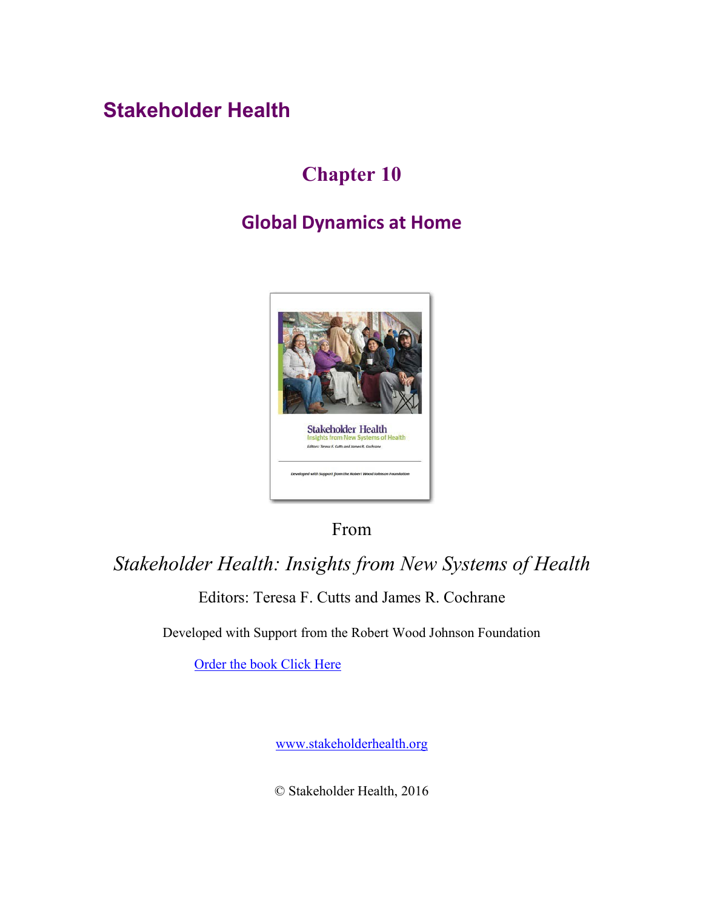# Stakeholder Health

## Chapter 10

## Global Dynamics at Home

From

*Stakeholder Health: Insights from New Systems of Health*

Editors: Teresa F. Cutts and James R. Cochrane

Developed with Support from the Robert Wood Johnson Foundation

Order the book Click Here

www.stakeholderhealth.org

© Stakeholder Health, 2016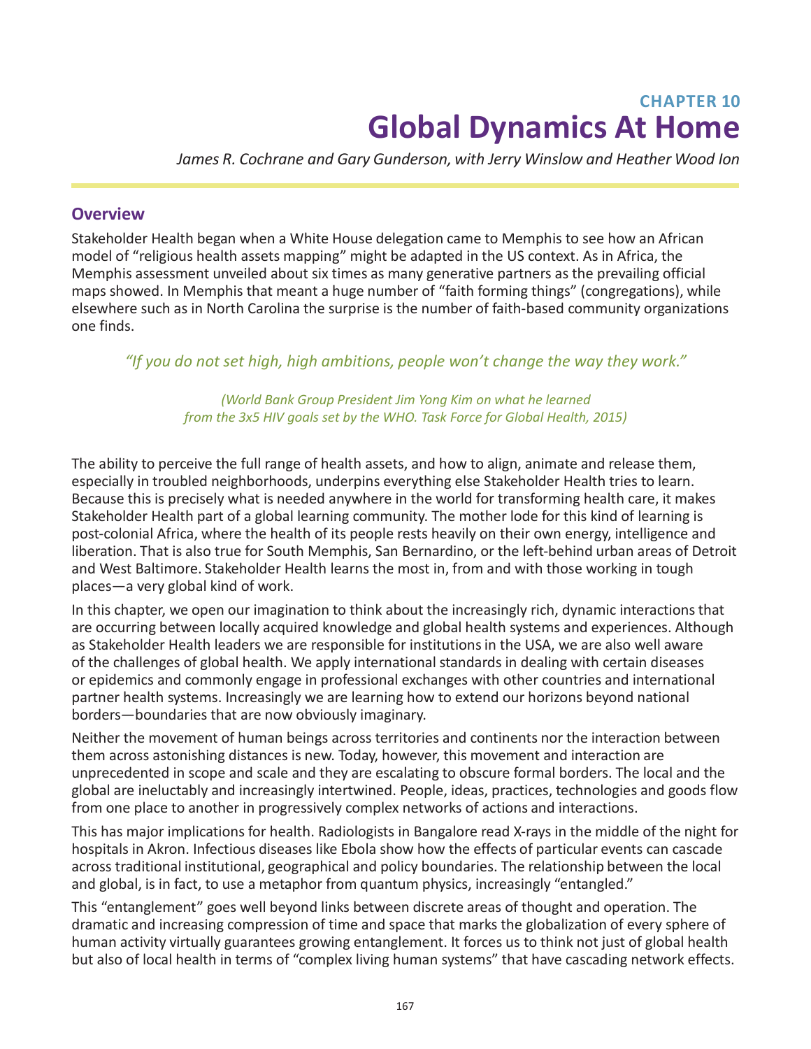# CHAPTER 10
# Global Dynamics At Home

*James R. Cochrane and Gary Gunderson, with Jerry Winslow and Heather Wood Ion*

## Overview

Stakeholder Health began when a White House delegation came to Memphis to see how an African model of "religious health assets mapping" might be adapted in the US context. As in Africa, the Memphis assessment unveiled about six times as many generative partners as the prevailing official maps showed. In Memphis that meant a huge number of "faith forming things" (congregations), while elsewhere such as in North Carolina the surprise is the number of faith-based community organizations one finds.

> *"If you do not set high, high ambitions, people won't change the way they work."*
>
> *(World Bank Group President Jim Yong Kim on what he learned from the 3x5 HIV goals set by the WHO. Task Force for Global Health, 2015)*

The ability to perceive the full range of health assets, and how to align, animate and release them, especially in troubled neighborhoods, underpins everything else Stakeholder Health tries to learn. Because this is precisely what is needed anywhere in the world for transforming health care, it makes Stakeholder Health part of a global learning community. The mother lode for this kind of learning is post-colonial Africa, where the health of its people rests heavily on their own energy, intelligence and liberation. That is also true for South Memphis, San Bernardino, or the left-behind urban areas of Detroit and West Baltimore. Stakeholder Health learns the most in, from and with those working in tough places—a very global kind of work.

In this chapter, we open our imagination to think about the increasingly rich, dynamic interactions that are occurring between locally acquired knowledge and global health systems and experiences. Although as Stakeholder Health leaders we are responsible for institutions in the USA, we are also well aware of the challenges of global health. We apply international standards in dealing with certain diseases or epidemics and commonly engage in professional exchanges with other countries and international partner health systems. Increasingly we are learning how to extend our horizons beyond national borders—boundaries that are now obviously imaginary.

Neither the movement of human beings across territories and continents nor the interaction between them across astonishing distances is new. Today, however, this movement and interaction are unprecedented in scope and scale and they are escalating to obscure formal borders. The local and the global are ineluctably and increasingly intertwined. People, ideas, practices, technologies and goods flow from one place to another in progressively complex networks of actions and interactions.

This has major implications for health. Radiologists in Bangalore read X-rays in the middle of the night for hospitals in Akron. Infectious diseases like Ebola show how the effects of particular events can cascade across traditional institutional, geographical and policy boundaries. The relationship between the local and global, is in fact, to use a metaphor from quantum physics, increasingly "entangled."

This "entanglement" goes well beyond links between discrete areas of thought and operation. The dramatic and increasing compression of time and space that marks the globalization of every sphere of human activity virtually guarantees growing entanglement. It forces us to think not just of global health but also of local health in terms of "complex living human systems" that have cascading network effects.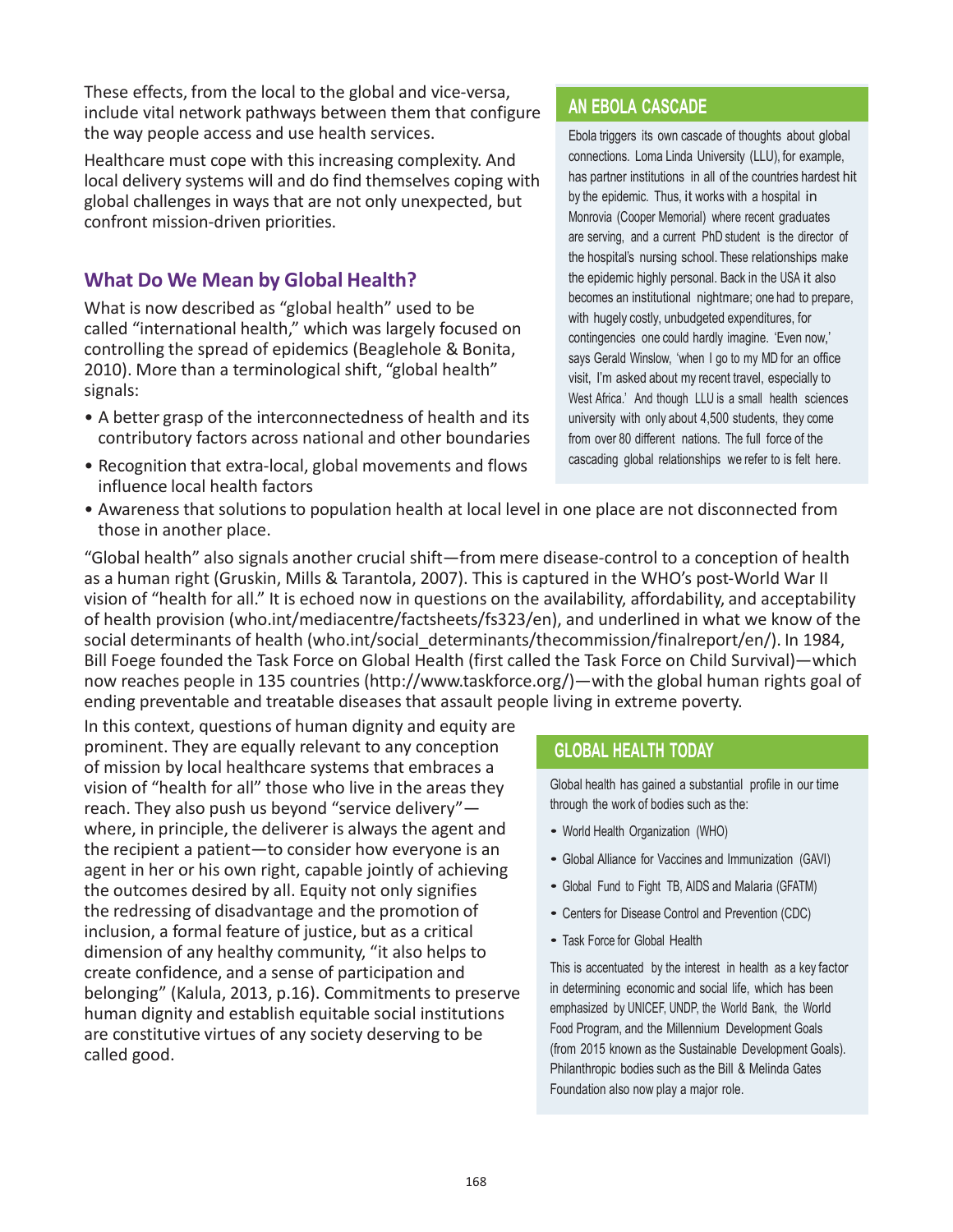These effects, from the local to the global and vice-versa, include vital network pathways between them that configure the way people access and use health services.

Healthcare must cope with this increasing complexity. And local delivery systems will and do find themselves coping with global challenges in ways that are not only unexpected, but confront mission-driven priorities.

### What Do We Mean by Global Health?

What is now described as "global health" used to be called "international health," which was largely focused on controlling the spread of epidemics (Beaglehole & Bonita, 2010). More than a terminological shift, "global health" signals:

- A better grasp of the interconnectedness of health and its contributory factors across national and other boundaries
- Recognition that extra-local, global movements and flows influence local health factors
- Awareness that solutions to population health at local level in one place are not disconnected from those in another place.

"Global health" also signals another crucial shift—from mere disease-control to a conception of health as a human right (Gruskin, Mills & Tarantola, 2007). This is captured in the WHO's post-World War II vision of "health for all." It is echoed now in questions on the availability, affordability, and acceptability of health provision (who.int/mediacentre/factsheets/fs323/en), and underlined in what we know of the social determinants of health (who.int/social_determinants/thecommission/finalreport/en/). In 1984, Bill Foege founded the Task Force on Global Health (first called the Task Force on Child Survival)—which now reaches people in 135 countries (http://www.taskforce.org/)—with the global human rights goal of ending preventable and treatable diseases that assault people living in extreme poverty.

In this context, questions of human dignity and equity are prominent. They are equally relevant to any conception of mission by local healthcare systems that embraces a vision of "health for all" those who live in the areas they reach. They also push us beyond "service delivery"—where, in principle, the deliverer is always the agent and the recipient a patient—to consider how everyone is an agent in her or his own right, capable jointly of achieving the outcomes desired by all. Equity not only signifies the redressing of disadvantage and the promotion of inclusion, a formal feature of justice, but as a critical dimension of any healthy community, "it also helps to create confidence, and a sense of participation and belonging" (Kalula, 2013, p.16). Commitments to preserve human dignity and establish equitable social institutions are constitutive virtues of any society deserving to be called good.

#### AN EBOLA CASCADE

Ebola triggers its own cascade of thoughts about global connections. Loma Linda University (LLU), for example, has partner institutions in all of the countries hardest hit by the epidemic. Thus, it works with a hospital in Monrovia (Cooper Memorial) where recent graduates are serving, and a current PhD student is the director of the hospital's nursing school. These relationships make the epidemic highly personal. Back in the USA it also becomes an institutional nightmare; one had to prepare, with hugely costly, unbudgeted expenditures, for contingencies one could hardly imagine. 'Even now,' says Gerald Winslow, 'when I go to my MD for an office visit, I'm asked about my recent travel, especially to West Africa.' And though LLU is a small health sciences university with only about 4,500 students, they come from over 80 different nations. The full force of the cascading global relationships we refer to is felt here.

#### GLOBAL HEALTH TODAY

Global health has gained a substantial profile in our time through the work of bodies such as the:

- World Health Organization (WHO)
- Global Alliance for Vaccines and Immunization (GAVI)
- Global Fund to Fight TB, AIDS and Malaria (GFATM)
- Centers for Disease Control and Prevention (CDC)
- Task Force for Global Health

This is accentuated by the interest in health as a key factor in determining economic and social life, which has been emphasized by UNICEF, UNDP, the World Bank, the World Food Program, and the Millennium Development Goals (from 2015 known as the Sustainable Development Goals). Philanthropic bodies such as the Bill & Melinda Gates Foundation also now play a major role.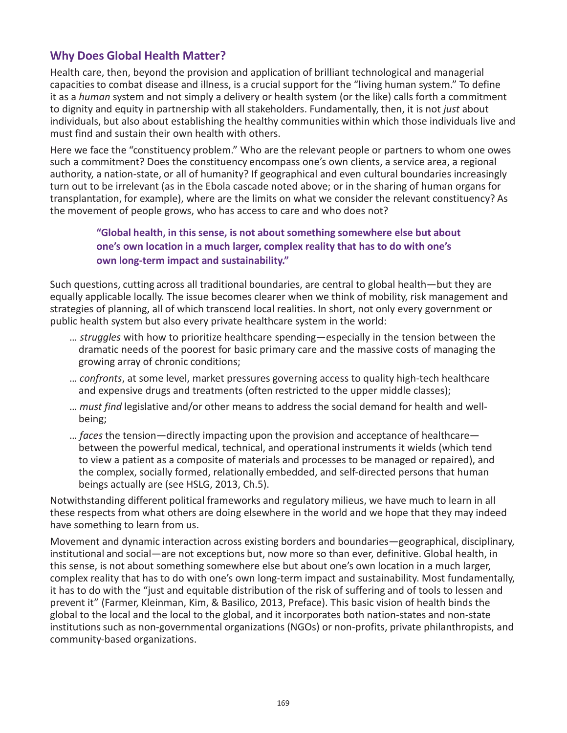## Why Does Global Health Matter?

Health care, then, beyond the provision and application of brilliant technological and managerial capacities to combat disease and illness, is a crucial support for the "living human system." To define it as a *human* system and not simply a delivery or health system (or the like) calls forth a commitment to dignity and equity in partnership with all stakeholders. Fundamentally, then, it is not *just* about individuals, but also about establishing the healthy communities within which those individuals live and must find and sustain their own health with others.

Here we face the "constituency problem." Who are the relevant people or partners to whom one owes such a commitment? Does the constituency encompass one's own clients, a service area, a regional authority, a nation-state, or all of humanity? If geographical and even cultural boundaries increasingly turn out to be irrelevant (as in the Ebola cascade noted above; or in the sharing of human organs for transplantation, for example), where are the limits on what we consider the relevant constituency? As the movement of people grows, who has access to care and who does not?

> **"Global health, in this sense, is not about something somewhere else but about one's own location in a much larger, complex reality that has to do with one's own long-term impact and sustainability."**

Such questions, cutting across all traditional boundaries, are central to global health—but they are equally applicable locally. The issue becomes clearer when we think of mobility, risk management and strategies of planning, all of which transcend local realities. In short, not only every government or public health system but also every private healthcare system in the world:

- … *struggles* with how to prioritize healthcare spending—especially in the tension between the dramatic needs of the poorest for basic primary care and the massive costs of managing the growing array of chronic conditions;
- … *confronts*, at some level, market pressures governing access to quality high-tech healthcare and expensive drugs and treatments (often restricted to the upper middle classes);
- … *must find* legislative and/or other means to address the social demand for health and well-being;
- … *faces* the tension—directly impacting upon the provision and acceptance of healthcare—between the powerful medical, technical, and operational instruments it wields (which tend to view a patient as a composite of materials and processes to be managed or repaired), and the complex, socially formed, relationally embedded, and self-directed persons that human beings actually are (see HSLG, 2013, Ch.5).

Notwithstanding different political frameworks and regulatory milieus, we have much to learn in all these respects from what others are doing elsewhere in the world and we hope that they may indeed have something to learn from us.

Movement and dynamic interaction across existing borders and boundaries—geographical, disciplinary, institutional and social—are not exceptions but, now more so than ever, definitive. Global health, in this sense, is not about something somewhere else but about one's own location in a much larger, complex reality that has to do with one's own long-term impact and sustainability. Most fundamentally, it has to do with the "just and equitable distribution of the risk of suffering and of tools to lessen and prevent it" (Farmer, Kleinman, Kim, & Basilico, 2013, Preface). This basic vision of health binds the global to the local and the local to the global, and it incorporates both nation-states and non-state institutions such as non-governmental organizations (NGOs) or non-profits, private philanthropists, and community-based organizations.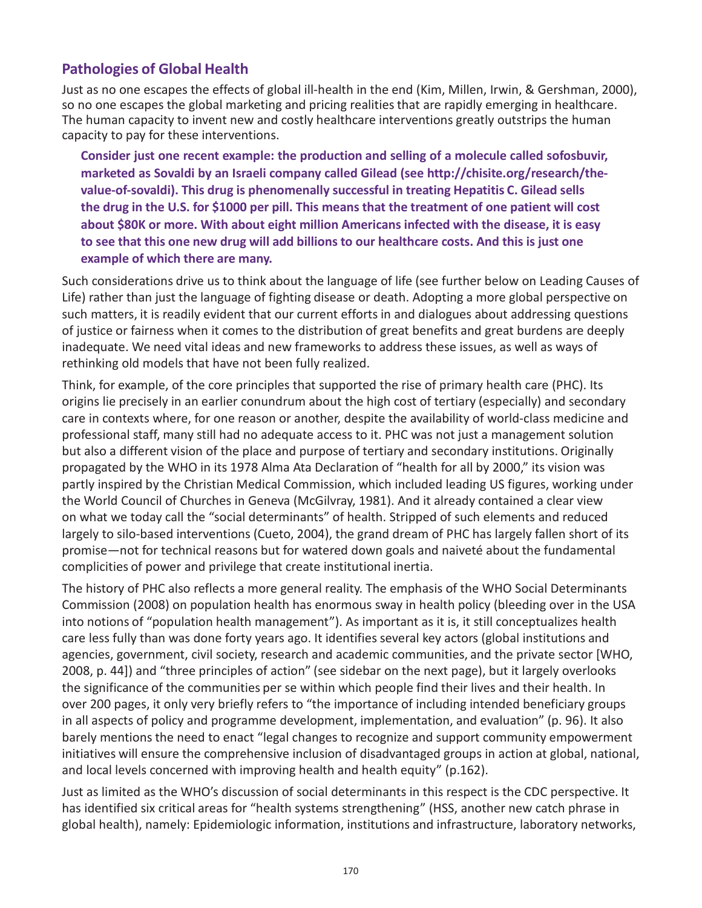## Pathologies of Global Health

Just as no one escapes the effects of global ill-health in the end (Kim, Millen, Irwin, & Gershman, 2000), so no one escapes the global marketing and pricing realities that are rapidly emerging in healthcare. The human capacity to invent new and costly healthcare interventions greatly outstrips the human capacity to pay for these interventions.

> **Consider just one recent example: the production and selling of a molecule called sofosbuvir, marketed as Sovaldi by an Israeli company called Gilead (see http://chisite.org/research/the-value-of-sovaldi). This drug is phenomenally successful in treating Hepatitis C. Gilead sells the drug in the U.S. for $1000 per pill. This means that the treatment of one patient will cost about $80K or more. With about eight million Americans infected with the disease, it is easy to see that this one new drug will add billions to our healthcare costs. And this is just one example of which there are many.**

Such considerations drive us to think about the language of life (see further below on Leading Causes of Life) rather than just the language of fighting disease or death. Adopting a more global perspective on such matters, it is readily evident that our current efforts in and dialogues about addressing questions of justice or fairness when it comes to the distribution of great benefits and great burdens are deeply inadequate. We need vital ideas and new frameworks to address these issues, as well as ways of rethinking old models that have not been fully realized.

Think, for example, of the core principles that supported the rise of primary health care (PHC). Its origins lie precisely in an earlier conundrum about the high cost of tertiary (especially) and secondary care in contexts where, for one reason or another, despite the availability of world-class medicine and professional staff, many still had no adequate access to it. PHC was not just a management solution but also a different vision of the place and purpose of tertiary and secondary institutions. Originally propagated by the WHO in its 1978 Alma Ata Declaration of "health for all by 2000," its vision was partly inspired by the Christian Medical Commission, which included leading US figures, working under the World Council of Churches in Geneva (McGilvray, 1981). And it already contained a clear view on what we today call the "social determinants" of health. Stripped of such elements and reduced largely to silo-based interventions (Cueto, 2004), the grand dream of PHC has largely fallen short of its promise—not for technical reasons but for watered down goals and naiveté about the fundamental complicities of power and privilege that create institutional inertia.

The history of PHC also reflects a more general reality. The emphasis of the WHO Social Determinants Commission (2008) on population health has enormous sway in health policy (bleeding over in the USA into notions of "population health management"). As important as it is, it still conceptualizes health care less fully than was done forty years ago. It identifies several key actors (global institutions and agencies, government, civil society, research and academic communities, and the private sector [WHO, 2008, p. 44]) and "three principles of action" (see sidebar on the next page), but it largely overlooks the significance of the communities per se within which people find their lives and their health. In over 200 pages, it only very briefly refers to "the importance of including intended beneficiary groups in all aspects of policy and programme development, implementation, and evaluation" (p. 96). It also barely mentions the need to enact "legal changes to recognize and support community empowerment initiatives will ensure the comprehensive inclusion of disadvantaged groups in action at global, national, and local levels concerned with improving health and health equity" (p.162).

Just as limited as the WHO's discussion of social determinants in this respect is the CDC perspective. It has identified six critical areas for "health systems strengthening" (HSS, another new catch phrase in global health), namely: Epidemiologic information, institutions and infrastructure, laboratory networks,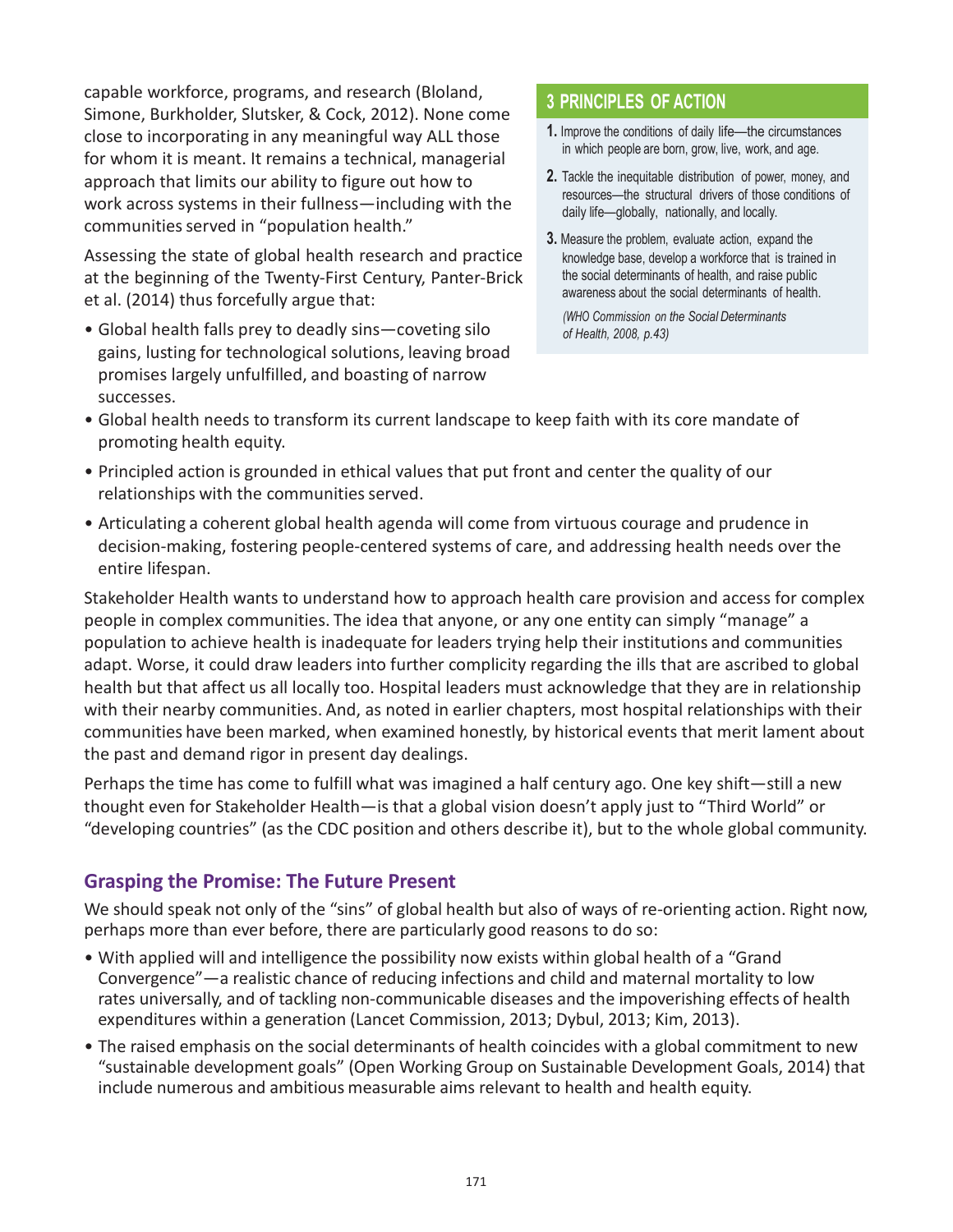capable workforce, programs, and research (Bloland, Simone, Burkholder, Slutsker, & Cock, 2012). None come close to incorporating in any meaningful way ALL those for whom it is meant. It remains a technical, managerial approach that limits our ability to figure out how to work across systems in their fullness—including with the communities served in "population health."

Assessing the state of global health research and practice at the beginning of the Twenty-First Century, Panter-Brick et al. (2014) thus forcefully argue that:

- Global health falls prey to deadly sins—coveting silo gains, lusting for technological solutions, leaving broad promises largely unfulfilled, and boasting of narrow successes.
- Global health needs to transform its current landscape to keep faith with its core mandate of promoting health equity.
- Principled action is grounded in ethical values that put front and center the quality of our relationships with the communities served.
- Articulating a coherent global health agenda will come from virtuous courage and prudence in decision-making, fostering people-centered systems of care, and addressing health needs over the entire lifespan.

> **3 PRINCIPLES OF ACTION**
>
> 1. Improve the conditions of daily life—the circumstances in which people are born, grow, live, work, and age.
> 2. Tackle the inequitable distribution of power, money, and resources—the structural drivers of those conditions of daily life—globally, nationally, and locally.
> 3. Measure the problem, evaluate action, expand the knowledge base, develop a workforce that is trained in the social determinants of health, and raise public awareness about the social determinants of health.
>
> *(WHO Commission on the Social Determinants of Health, 2008, p.43)*

Stakeholder Health wants to understand how to approach health care provision and access for complex people in complex communities. The idea that anyone, or any one entity can simply "manage" a population to achieve health is inadequate for leaders trying help their institutions and communities adapt. Worse, it could draw leaders into further complicity regarding the ills that are ascribed to global health but that affect us all locally too. Hospital leaders must acknowledge that they are in relationship with their nearby communities. And, as noted in earlier chapters, most hospital relationships with their communities have been marked, when examined honestly, by historical events that merit lament about the past and demand rigor in present day dealings.

Perhaps the time has come to fulfill what was imagined a half century ago. One key shift—still a new thought even for Stakeholder Health—is that a global vision doesn't apply just to "Third World" or "developing countries" (as the CDC position and others describe it), but to the whole global community.

## Grasping the Promise: The Future Present

We should speak not only of the "sins" of global health but also of ways of re-orienting action. Right now, perhaps more than ever before, there are particularly good reasons to do so:

- With applied will and intelligence the possibility now exists within global health of a "Grand Convergence"—a realistic chance of reducing infections and child and maternal mortality to low rates universally, and of tackling non-communicable diseases and the impoverishing effects of health expenditures within a generation (Lancet Commission, 2013; Dybul, 2013; Kim, 2013).
- The raised emphasis on the social determinants of health coincides with a global commitment to new "sustainable development goals" (Open Working Group on Sustainable Development Goals, 2014) that include numerous and ambitious measurable aims relevant to health and health equity.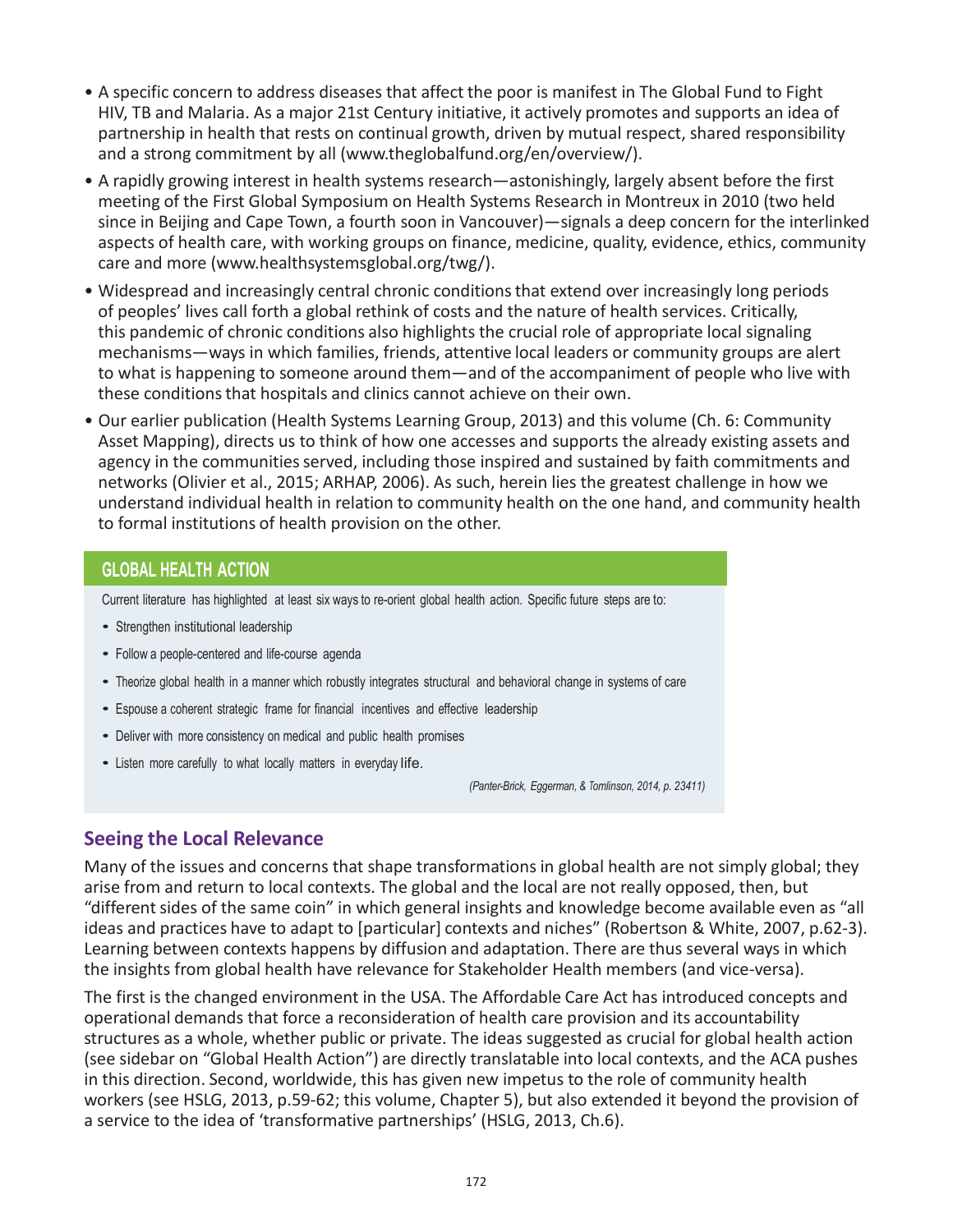- A specific concern to address diseases that affect the poor is manifest in The Global Fund to Fight HIV, TB and Malaria. As a major 21st Century initiative, it actively promotes and supports an idea of partnership in health that rests on continual growth, driven by mutual respect, shared responsibility and a strong commitment by all (www.theglobalfund.org/en/overview/).
- A rapidly growing interest in health systems research—astonishingly, largely absent before the first meeting of the First Global Symposium on Health Systems Research in Montreux in 2010 (two held since in Beijing and Cape Town, a fourth soon in Vancouver)—signals a deep concern for the interlinked aspects of health care, with working groups on finance, medicine, quality, evidence, ethics, community care and more (www.healthsystemsglobal.org/twg/).
- Widespread and increasingly central chronic conditions that extend over increasingly long periods of peoples' lives call forth a global rethink of costs and the nature of health services. Critically, this pandemic of chronic conditions also highlights the crucial role of appropriate local signaling mechanisms—ways in which families, friends, attentive local leaders or community groups are alert to what is happening to someone around them—and of the accompaniment of people who live with these conditions that hospitals and clinics cannot achieve on their own.
- Our earlier publication (Health Systems Learning Group, 2013) and this volume (Ch. 6: Community Asset Mapping), directs us to think of how one accesses and supports the already existing assets and agency in the communities served, including those inspired and sustained by faith commitments and networks (Olivier et al., 2015; ARHAP, 2006). As such, herein lies the greatest challenge in how we understand individual health in relation to community health on the one hand, and community health to formal institutions of health provision on the other.

> **GLOBAL HEALTH ACTION**
>
> Current literature has highlighted at least six ways to re-orient global health action. Specific future steps are to:
>
> - Strengthen institutional leadership
> - Follow a people-centered and life-course agenda
> - Theorize global health in a manner which robustly integrates structural and behavioral change in systems of care
> - Espouse a coherent strategic frame for financial incentives and effective leadership
> - Deliver with more consistency on medical and public health promises
> - Listen more carefully to what locally matters in everyday life.
>
> *(Panter-Brick, Eggerman, & Tomlinson, 2014, p. 23411)*

## Seeing the Local Relevance

Many of the issues and concerns that shape transformations in global health are not simply global; they arise from and return to local contexts. The global and the local are not really opposed, then, but "different sides of the same coin" in which general insights and knowledge become available even as "all ideas and practices have to adapt to [particular] contexts and niches" (Robertson & White, 2007, p.62-3). Learning between contexts happens by diffusion and adaptation. There are thus several ways in which the insights from global health have relevance for Stakeholder Health members (and vice-versa).

The first is the changed environment in the USA. The Affordable Care Act has introduced concepts and operational demands that force a reconsideration of health care provision and its accountability structures as a whole, whether public or private. The ideas suggested as crucial for global health action (see sidebar on "Global Health Action") are directly translatable into local contexts, and the ACA pushes in this direction. Second, worldwide, this has given new impetus to the role of community health workers (see HSLG, 2013, p.59-62; this volume, Chapter 5), but also extended it beyond the provision of a service to the idea of 'transformative partnerships' (HSLG, 2013, Ch.6).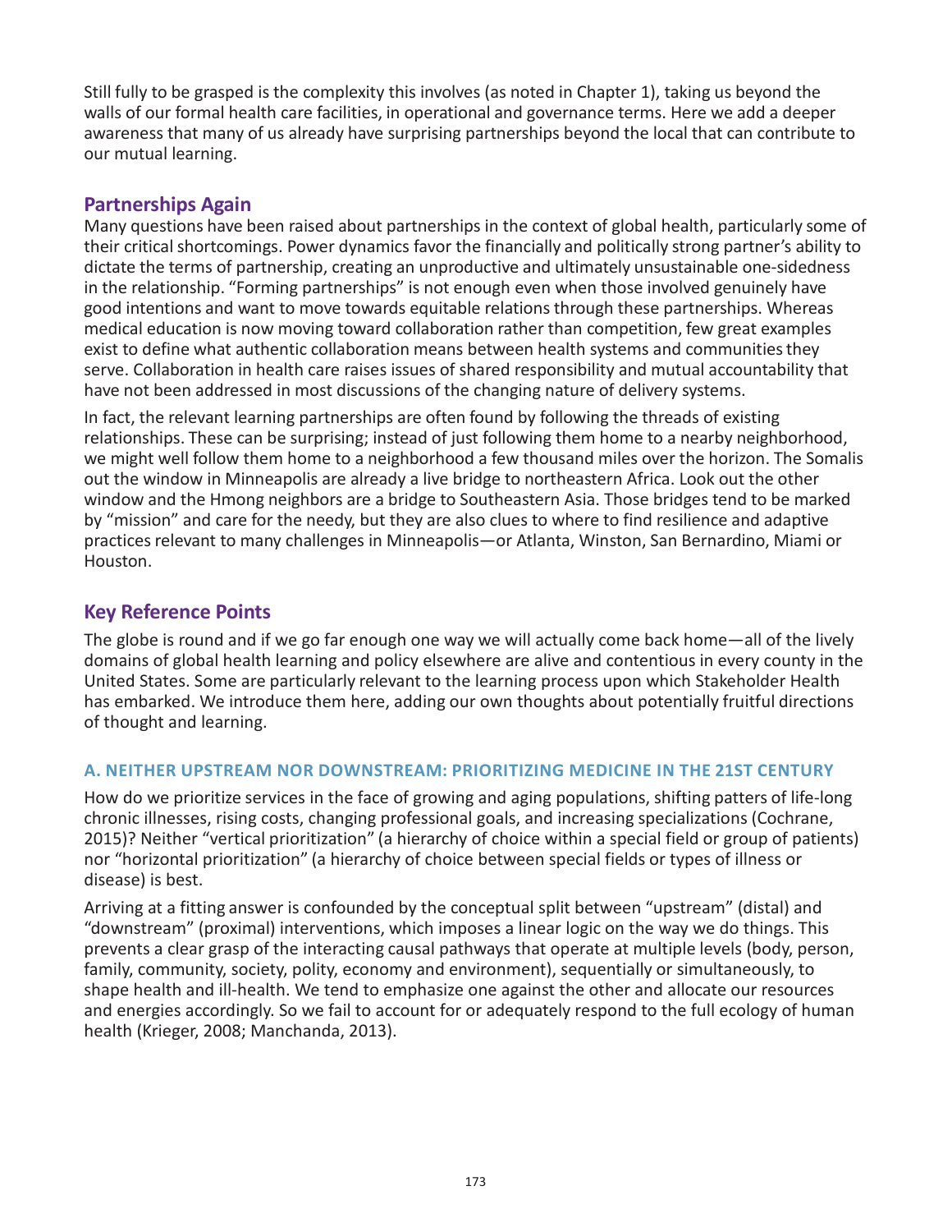Still fully to be grasped is the complexity this involves (as noted in Chapter 1), taking us beyond the walls of our formal health care facilities, in operational and governance terms. Here we add a deeper awareness that many of us already have surprising partnerships beyond the local that can contribute to our mutual learning.

## Partnerships Again

Many questions have been raised about partnerships in the context of global health, particularly some of their critical shortcomings. Power dynamics favor the financially and politically strong partner's ability to dictate the terms of partnership, creating an unproductive and ultimately unsustainable one-sidedness in the relationship. "Forming partnerships" is not enough even when those involved genuinely have good intentions and want to move towards equitable relations through these partnerships. Whereas medical education is now moving toward collaboration rather than competition, few great examples exist to define what authentic collaboration means between health systems and communities they serve. Collaboration in health care raises issues of shared responsibility and mutual accountability that have not been addressed in most discussions of the changing nature of delivery systems.

In fact, the relevant learning partnerships are often found by following the threads of existing relationships. These can be surprising; instead of just following them home to a nearby neighborhood, we might well follow them home to a neighborhood a few thousand miles over the horizon. The Somalis out the window in Minneapolis are already a live bridge to northeastern Africa. Look out the other window and the Hmong neighbors are a bridge to Southeastern Asia. Those bridges tend to be marked by "mission" and care for the needy, but they are also clues to where to find resilience and adaptive practices relevant to many challenges in Minneapolis—or Atlanta, Winston, San Bernardino, Miami or Houston.

## Key Reference Points

The globe is round and if we go far enough one way we will actually come back home—all of the lively domains of global health learning and policy elsewhere are alive and contentious in every county in the United States. Some are particularly relevant to the learning process upon which Stakeholder Health has embarked. We introduce them here, adding our own thoughts about potentially fruitful directions of thought and learning.

### A. NEITHER UPSTREAM NOR DOWNSTREAM: PRIORITIZING MEDICINE IN THE 21ST CENTURY

How do we prioritize services in the face of growing and aging populations, shifting patters of life-long chronic illnesses, rising costs, changing professional goals, and increasing specializations (Cochrane, 2015)? Neither "vertical prioritization" (a hierarchy of choice within a special field or group of patients) nor "horizontal prioritization" (a hierarchy of choice between special fields or types of illness or disease) is best.

Arriving at a fitting answer is confounded by the conceptual split between "upstream" (distal) and "downstream" (proximal) interventions, which imposes a linear logic on the way we do things. This prevents a clear grasp of the interacting causal pathways that operate at multiple levels (body, person, family, community, society, polity, economy and environment), sequentially or simultaneously, to shape health and ill-health. We tend to emphasize one against the other and allocate our resources and energies accordingly. So we fail to account for or adequately respond to the full ecology of human health (Krieger, 2008; Manchanda, 2013).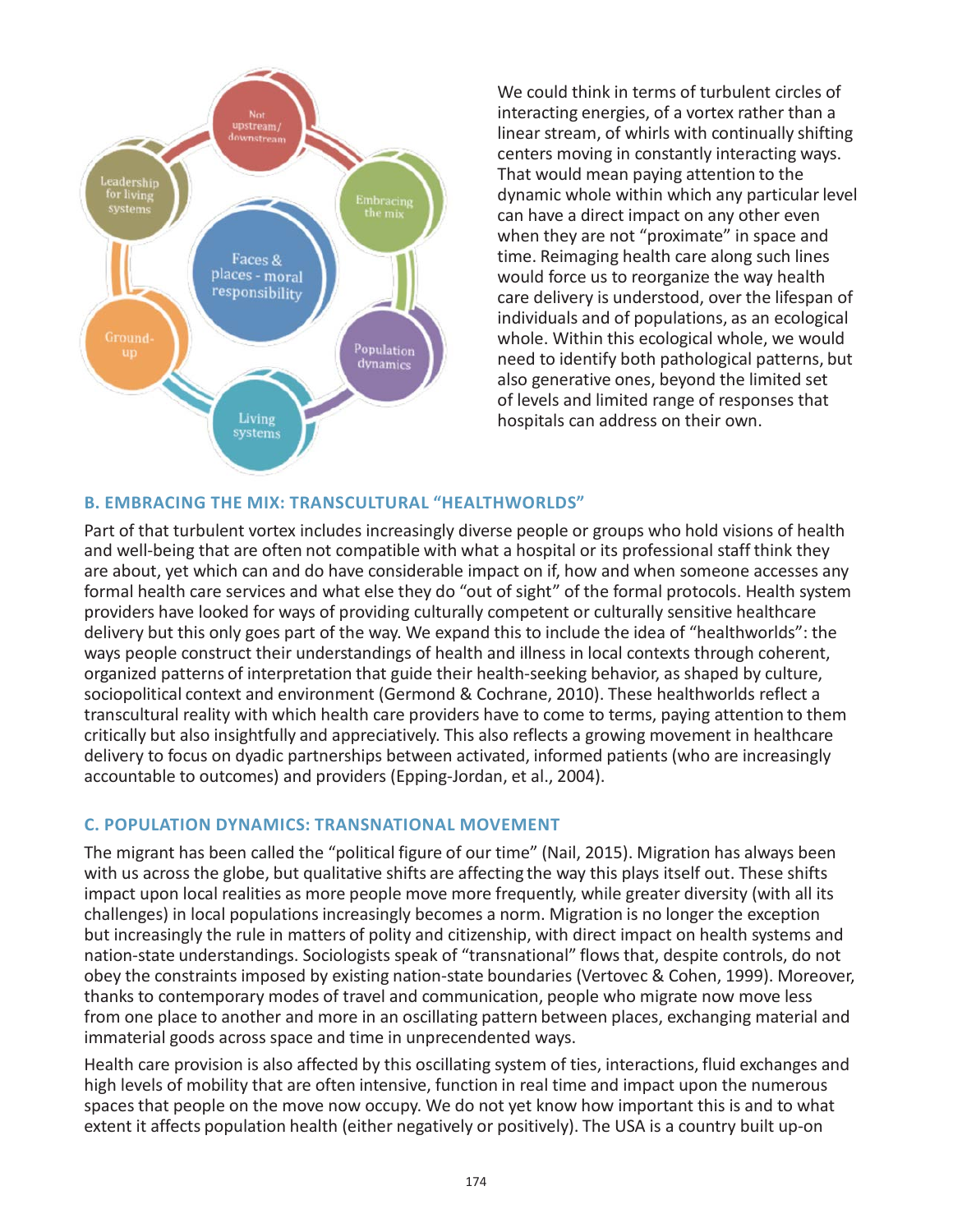We could think in terms of turbulent circles of interacting energies, of a vortex rather than a linear stream, of whirls with continually shifting centers moving in constantly interacting ways. That would mean paying attention to the dynamic whole within which any particular level can have a direct impact on any other even when they are not "proximate" in space and time. Reimaging health care along such lines would force us to reorganize the way health care delivery is understood, over the lifespan of individuals and of populations, as an ecological whole. Within this ecological whole, we would need to identify both pathological patterns, but also generative ones, beyond the limited set of levels and limited range of responses that hospitals can address on their own.

### B. EMBRACING THE MIX: TRANSCULTURAL "HEALTHWORLDS"

Part of that turbulent vortex includes increasingly diverse people or groups who hold visions of health and well-being that are often not compatible with what a hospital or its professional staff think they are about, yet which can and do have considerable impact on if, how and when someone accesses any formal health care services and what else they do "out of sight" of the formal protocols. Health system providers have looked for ways of providing culturally competent or culturally sensitive healthcare delivery but this only goes part of the way. We expand this to include the idea of "healthworlds": the ways people construct their understandings of health and illness in local contexts through coherent, organized patterns of interpretation that guide their health-seeking behavior, as shaped by culture, sociopolitical context and environment (Germond & Cochrane, 2010). These healthworlds reflect a transcultural reality with which health care providers have to come to terms, paying attention to them critically but also insightfully and appreciatively. This also reflects a growing movement in healthcare delivery to focus on dyadic partnerships between activated, informed patients (who are increasingly accountable to outcomes) and providers (Epping-Jordan, et al., 2004).

### C. POPULATION DYNAMICS: TRANSNATIONAL MOVEMENT

The migrant has been called the "political figure of our time" (Nail, 2015). Migration has always been with us across the globe, but qualitative shifts are affecting the way this plays itself out. These shifts impact upon local realities as more people move more frequently, while greater diversity (with all its challenges) in local populations increasingly becomes a norm. Migration is no longer the exception but increasingly the rule in matters of polity and citizenship, with direct impact on health systems and nation-state understandings. Sociologists speak of "transnational" flows that, despite controls, do not obey the constraints imposed by existing nation-state boundaries (Vertovec & Cohen, 1999). Moreover, thanks to contemporary modes of travel and communication, people who migrate now move less from one place to another and more in an oscillating pattern between places, exchanging material and immaterial goods across space and time in unprecendented ways.

Health care provision is also affected by this oscillating system of ties, interactions, fluid exchanges and high levels of mobility that are often intensive, function in real time and impact upon the numerous spaces that people on the move now occupy. We do not yet know how important this is and to what extent it affects population health (either negatively or positively). The USA is a country built up-on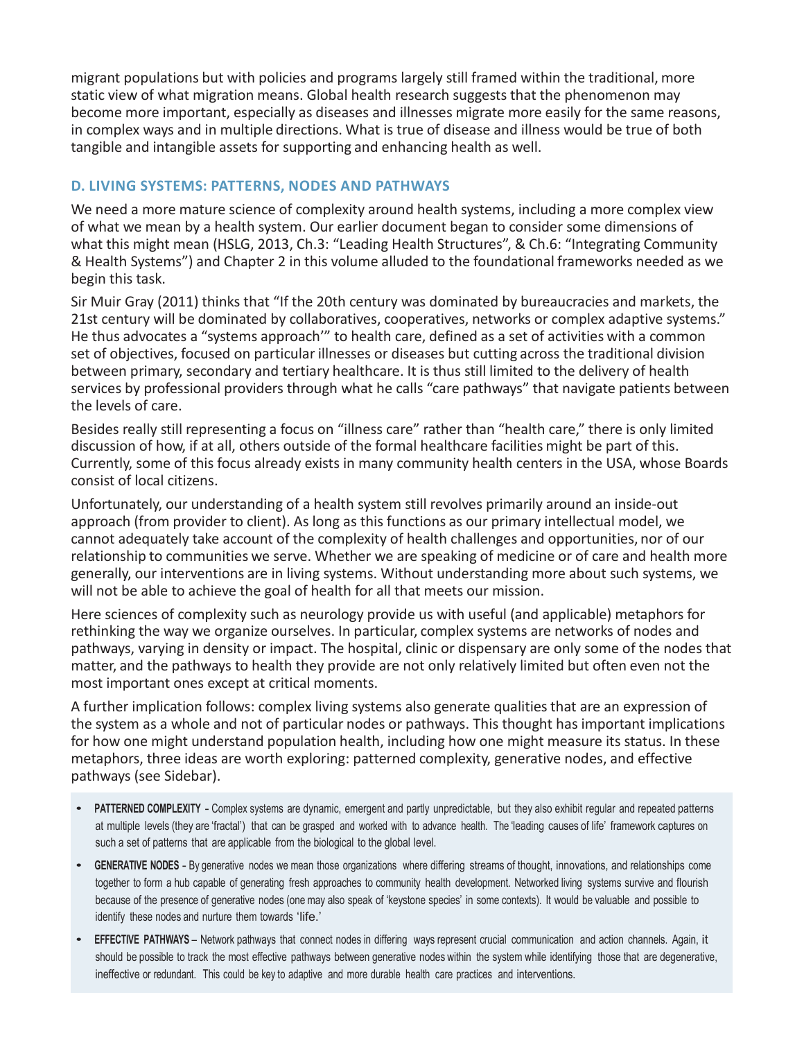migrant populations but with policies and programs largely still framed within the traditional, more static view of what migration means. Global health research suggests that the phenomenon may become more important, especially as diseases and illnesses migrate more easily for the same reasons, in complex ways and in multiple directions. What is true of disease and illness would be true of both tangible and intangible assets for supporting and enhancing health as well.

### D. LIVING SYSTEMS: PATTERNS, NODES AND PATHWAYS

We need a more mature science of complexity around health systems, including a more complex view of what we mean by a health system. Our earlier document began to consider some dimensions of what this might mean (HSLG, 2013, Ch.3: "Leading Health Structures", & Ch.6: "Integrating Community & Health Systems") and Chapter 2 in this volume alluded to the foundational frameworks needed as we begin this task.

Sir Muir Gray (2011) thinks that "If the 20th century was dominated by bureaucracies and markets, the 21st century will be dominated by collaboratives, cooperatives, networks or complex adaptive systems." He thus advocates a "systems approach'" to health care, defined as a set of activities with a common set of objectives, focused on particular illnesses or diseases but cutting across the traditional division between primary, secondary and tertiary healthcare. It is thus still limited to the delivery of health services by professional providers through what he calls "care pathways" that navigate patients between the levels of care.

Besides really still representing a focus on "illness care" rather than "health care," there is only limited discussion of how, if at all, others outside of the formal healthcare facilities might be part of this. Currently, some of this focus already exists in many community health centers in the USA, whose Boards consist of local citizens.

Unfortunately, our understanding of a health system still revolves primarily around an inside-out approach (from provider to client). As long as this functions as our primary intellectual model, we cannot adequately take account of the complexity of health challenges and opportunities, nor of our relationship to communities we serve. Whether we are speaking of medicine or of care and health more generally, our interventions are in living systems. Without understanding more about such systems, we will not be able to achieve the goal of health for all that meets our mission.

Here sciences of complexity such as neurology provide us with useful (and applicable) metaphors for rethinking the way we organize ourselves. In particular, complex systems are networks of nodes and pathways, varying in density or impact. The hospital, clinic or dispensary are only some of the nodes that matter, and the pathways to health they provide are not only relatively limited but often even not the most important ones except at critical moments.

A further implication follows: complex living systems also generate qualities that are an expression of the system as a whole and not of particular nodes or pathways. This thought has important implications for how one might understand population health, including how one might measure its status. In these metaphors, three ideas are worth exploring: patterned complexity, generative nodes, and effective pathways (see Sidebar).

- **PATTERNED COMPLEXITY** - Complex systems are dynamic, emergent and partly unpredictable, but they also exhibit regular and repeated patterns at multiple levels (they are 'fractal') that can be grasped and worked with to advance health. The 'leading causes of life' framework captures on such a set of patterns that are applicable from the biological to the global level.
- **GENERATIVE NODES** - By generative nodes we mean those organizations where differing streams of thought, innovations, and relationships come together to form a hub capable of generating fresh approaches to community health development. Networked living systems survive and flourish because of the presence of generative nodes (one may also speak of 'keystone species' in some contexts). It would be valuable and possible to identify these nodes and nurture them towards 'life.'
- **EFFECTIVE PATHWAYS** – Network pathways that connect nodes in differing ways represent crucial communication and action channels. Again, it should be possible to track the most effective pathways between generative nodes within the system while identifying those that are degenerative, ineffective or redundant. This could be key to adaptive and more durable health care practices and interventions.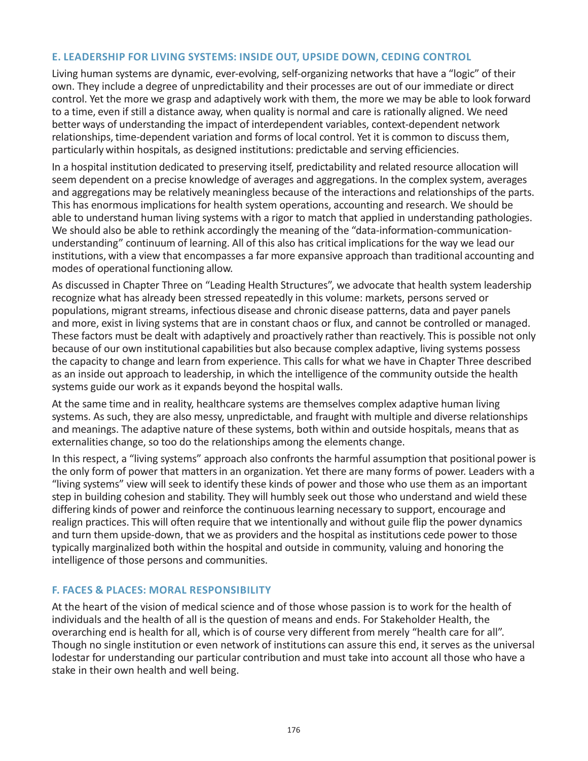### E. LEADERSHIP FOR LIVING SYSTEMS: INSIDE OUT, UPSIDE DOWN, CEDING CONTROL

Living human systems are dynamic, ever-evolving, self-organizing networks that have a "logic" of their own. They include a degree of unpredictability and their processes are out of our immediate or direct control. Yet the more we grasp and adaptively work with them, the more we may be able to look forward to a time, even if still a distance away, when quality is normal and care is rationally aligned. We need better ways of understanding the impact of interdependent variables, context-dependent network relationships, time-dependent variation and forms of local control. Yet it is common to discuss them, particularly within hospitals, as designed institutions: predictable and serving efficiencies.

In a hospital institution dedicated to preserving itself, predictability and related resource allocation will seem dependent on a precise knowledge of averages and aggregations. In the complex system, averages and aggregations may be relatively meaningless because of the interactions and relationships of the parts. This has enormous implications for health system operations, accounting and research. We should be able to understand human living systems with a rigor to match that applied in understanding pathologies. We should also be able to rethink accordingly the meaning of the "data-information-communication-understanding" continuum of learning. All of this also has critical implications for the way we lead our institutions, with a view that encompasses a far more expansive approach than traditional accounting and modes of operational functioning allow.

As discussed in Chapter Three on "Leading Health Structures", we advocate that health system leadership recognize what has already been stressed repeatedly in this volume: markets, persons served or populations, migrant streams, infectious disease and chronic disease patterns, data and payer panels and more, exist in living systems that are in constant chaos or flux, and cannot be controlled or managed. These factors must be dealt with adaptively and proactively rather than reactively. This is possible not only because of our own institutional capabilities but also because complex adaptive, living systems possess the capacity to change and learn from experience. This calls for what we have in Chapter Three described as an inside out approach to leadership, in which the intelligence of the community outside the health systems guide our work as it expands beyond the hospital walls.

At the same time and in reality, healthcare systems are themselves complex adaptive human living systems. As such, they are also messy, unpredictable, and fraught with multiple and diverse relationships and meanings. The adaptive nature of these systems, both within and outside hospitals, means that as externalities change, so too do the relationships among the elements change.

In this respect, a "living systems" approach also confronts the harmful assumption that positional power is the only form of power that matters in an organization. Yet there are many forms of power. Leaders with a "living systems" view will seek to identify these kinds of power and those who use them as an important step in building cohesion and stability. They will humbly seek out those who understand and wield these differing kinds of power and reinforce the continuous learning necessary to support, encourage and realign practices. This will often require that we intentionally and without guile flip the power dynamics and turn them upside-down, that we as providers and the hospital as institutions cede power to those typically marginalized both within the hospital and outside in community, valuing and honoring the intelligence of those persons and communities.

### F. FACES & PLACES: MORAL RESPONSIBILITY

At the heart of the vision of medical science and of those whose passion is to work for the health of individuals and the health of all is the question of means and ends. For Stakeholder Health, the overarching end is health for all, which is of course very different from merely "health care for all". Though no single institution or even network of institutions can assure this end, it serves as the universal lodestar for understanding our particular contribution and must take into account all those who have a stake in their own health and well being.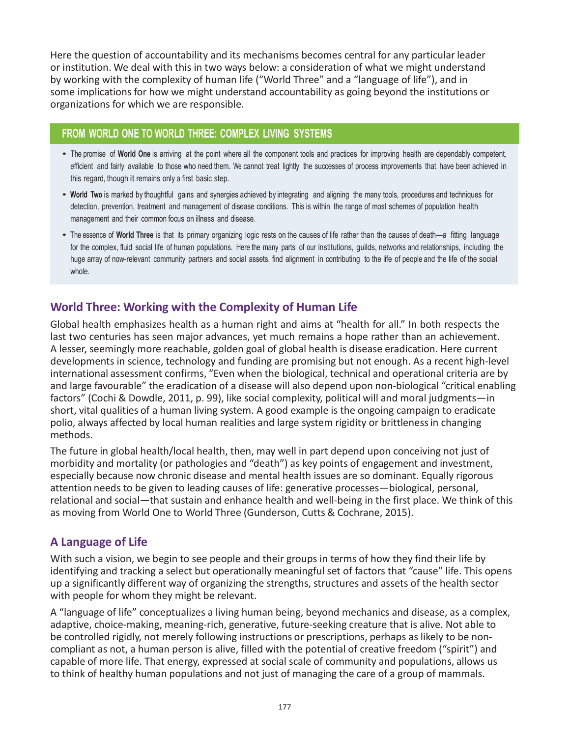Here the question of accountability and its mechanisms becomes central for any particular leader or institution. We deal with this in two ways below: a consideration of what we might understand by working with the complexity of human life ("World Three" and a "language of life"), and in some implications for how we might understand accountability as going beyond the institutions or organizations for which we are responsible.

## FROM WORLD ONE TO WORLD THREE: COMPLEX LIVING SYSTEMS

- The promise of **World One** is arriving at the point where all the component tools and practices for improving health are dependably competent, efficient and fairly available to those who need them. We cannot treat lightly the successes of process improvements that have been achieved in this regard, though it remains only a first basic step.
- **World Two** is marked by thoughtful gains and synergies achieved by integrating and aligning the many tools, procedures and techniques for detection, prevention, treatment and management of disease conditions. This is within the range of most schemes of population health management and their common focus on illness and disease.
- The essence of **World Three** is that its primary organizing logic rests on the causes of life rather than the causes of death—a fitting language for the complex, fluid social life of human populations. Here the many parts of our institutions, guilds, networks and relationships, including the huge array of now-relevant community partners and social assets, find alignment in contributing to the life of people and the life of the social whole.

## World Three: Working with the Complexity of Human Life

Global health emphasizes health as a human right and aims at "health for all." In both respects the last two centuries has seen major advances, yet much remains a hope rather than an achievement. A lesser, seemingly more reachable, golden goal of global health is disease eradication. Here current developments in science, technology and funding are promising but not enough. As a recent high-level international assessment confirms, "Even when the biological, technical and operational criteria are by and large favourable" the eradication of a disease will also depend upon non-biological "critical enabling factors" (Cochi & Dowdle, 2011, p. 99), like social complexity, political will and moral judgments—in short, vital qualities of a human living system. A good example is the ongoing campaign to eradicate polio, always affected by local human realities and large system rigidity or brittleness in changing methods.

The future in global health/local health, then, may well in part depend upon conceiving not just of morbidity and mortality (or pathologies and "death") as key points of engagement and investment, especially because now chronic disease and mental health issues are so dominant. Equally rigorous attention needs to be given to leading causes of life: generative processes—biological, personal, relational and social—that sustain and enhance health and well-being in the first place. We think of this as moving from World One to World Three (Gunderson, Cutts & Cochrane, 2015).

## A Language of Life

With such a vision, we begin to see people and their groups in terms of how they find their life by identifying and tracking a select but operationally meaningful set of factors that "cause" life. This opens up a significantly different way of organizing the strengths, structures and assets of the health sector with people for whom they might be relevant.

A "language of life" conceptualizes a living human being, beyond mechanics and disease, as a complex, adaptive, choice-making, meaning-rich, generative, future-seeking creature that is alive. Not able to be controlled rigidly, not merely following instructions or prescriptions, perhaps as likely to be non-compliant as not, a human person is alive, filled with the potential of creative freedom ("spirit") and capable of more life. That energy, expressed at social scale of community and populations, allows us to think of healthy human populations and not just of managing the care of a group of mammals.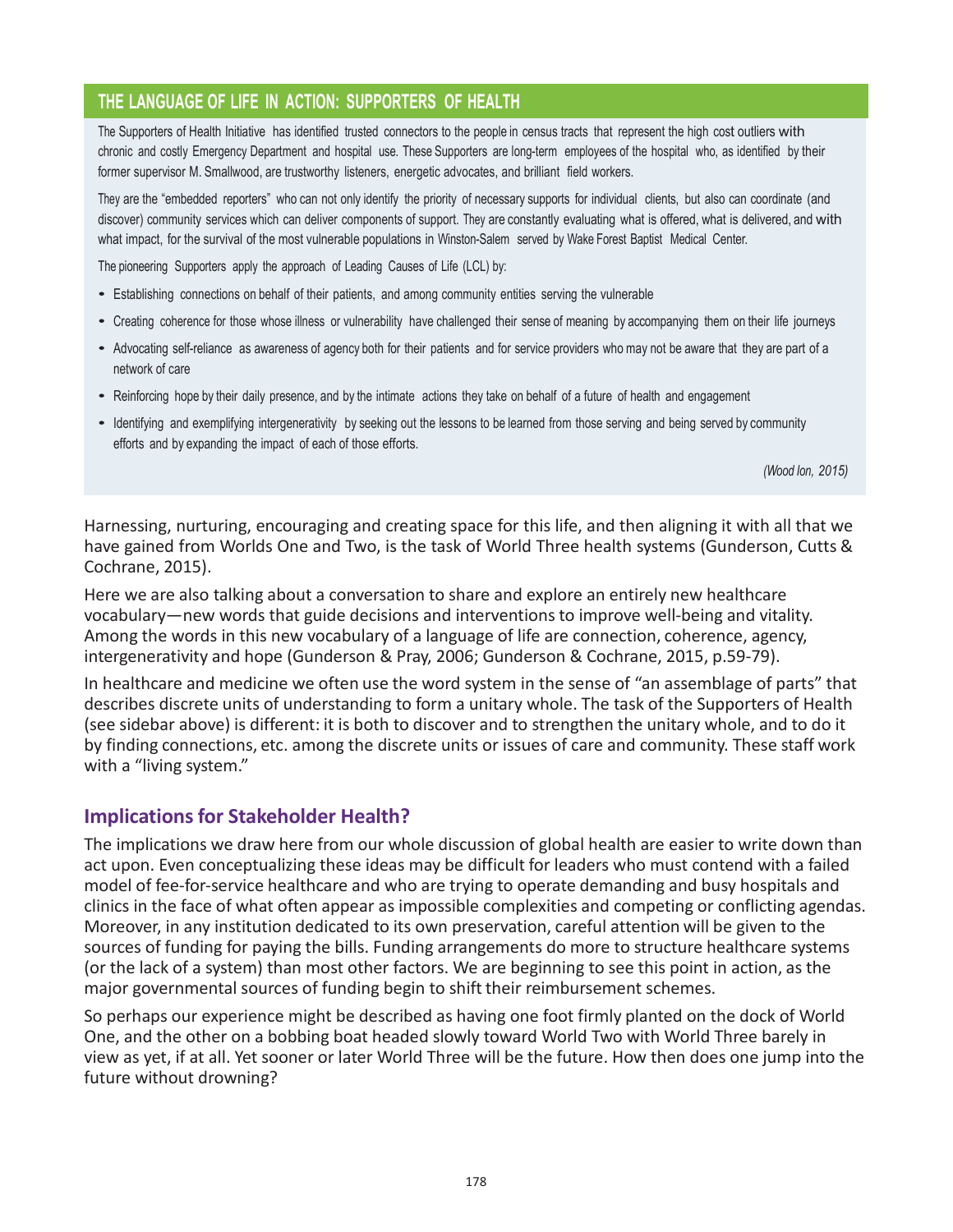## THE LANGUAGE OF LIFE IN ACTION: SUPPORTERS OF HEALTH

The Supporters of Health Initiative has identified trusted connectors to the people in census tracts that represent the high cost outliers with chronic and costly Emergency Department and hospital use. These Supporters are long-term employees of the hospital who, as identified by their former supervisor M. Smallwood, are trustworthy listeners, energetic advocates, and brilliant field workers.

They are the "embedded reporters" who can not only identify the priority of necessary supports for individual clients, but also can coordinate (and discover) community services which can deliver components of support. They are constantly evaluating what is offered, what is delivered, and with what impact, for the survival of the most vulnerable populations in Winston-Salem served by Wake Forest Baptist Medical Center.

The pioneering Supporters apply the approach of Leading Causes of Life (LCL) by:

- Establishing connections on behalf of their patients, and among community entities serving the vulnerable
- Creating coherence for those whose illness or vulnerability have challenged their sense of meaning by accompanying them on their life journeys
- Advocating self-reliance as awareness of agency both for their patients and for service providers who may not be aware that they are part of a network of care
- Reinforcing hope by their daily presence, and by the intimate actions they take on behalf of a future of health and engagement
- Identifying and exemplifying intergenerativity by seeking out the lessons to be learned from those serving and being served by community efforts and by expanding the impact of each of those efforts.

*(Wood Ion, 2015)*

Harnessing, nurturing, encouraging and creating space for this life, and then aligning it with all that we have gained from Worlds One and Two, is the task of World Three health systems (Gunderson, Cutts & Cochrane, 2015).

Here we are also talking about a conversation to share and explore an entirely new healthcare vocabulary—new words that guide decisions and interventions to improve well-being and vitality. Among the words in this new vocabulary of a language of life are connection, coherence, agency, intergenerativity and hope (Gunderson & Pray, 2006; Gunderson & Cochrane, 2015, p.59-79).

In healthcare and medicine we often use the word system in the sense of "an assemblage of parts" that describes discrete units of understanding to form a unitary whole. The task of the Supporters of Health (see sidebar above) is different: it is both to discover and to strengthen the unitary whole, and to do it by finding connections, etc. among the discrete units or issues of care and community. These staff work with a "living system."

## Implications for Stakeholder Health?

The implications we draw here from our whole discussion of global health are easier to write down than act upon. Even conceptualizing these ideas may be difficult for leaders who must contend with a failed model of fee-for-service healthcare and who are trying to operate demanding and busy hospitals and clinics in the face of what often appear as impossible complexities and competing or conflicting agendas. Moreover, in any institution dedicated to its own preservation, careful attention will be given to the sources of funding for paying the bills. Funding arrangements do more to structure healthcare systems (or the lack of a system) than most other factors. We are beginning to see this point in action, as the major governmental sources of funding begin to shift their reimbursement schemes.

So perhaps our experience might be described as having one foot firmly planted on the dock of World One, and the other on a bobbing boat headed slowly toward World Two with World Three barely in view as yet, if at all. Yet sooner or later World Three will be the future. How then does one jump into the future without drowning?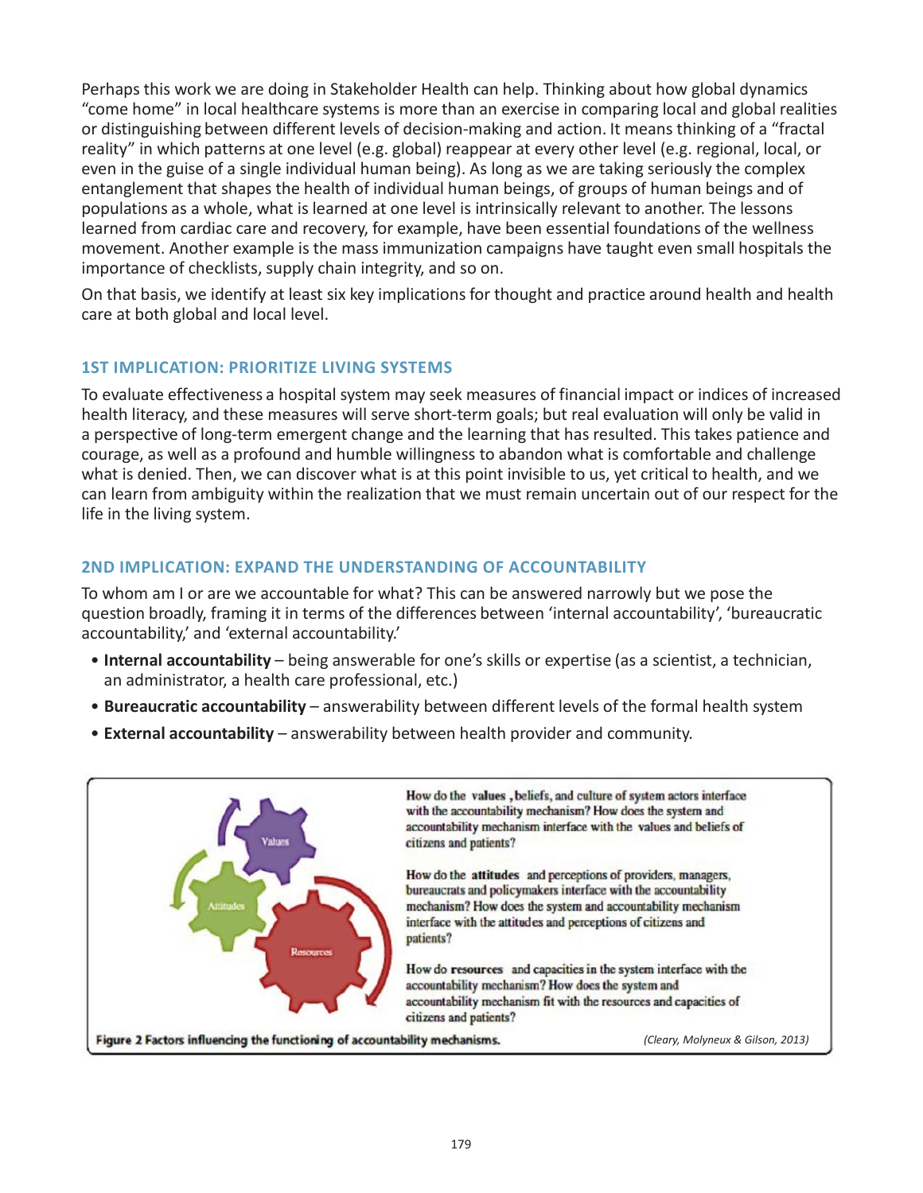Perhaps this work we are doing in Stakeholder Health can help. Thinking about how global dynamics "come home" in local healthcare systems is more than an exercise in comparing local and global realities or distinguishing between different levels of decision-making and action. It means thinking of a "fractal reality" in which patterns at one level (e.g. global) reappear at every other level (e.g. regional, local, or even in the guise of a single individual human being). As long as we are taking seriously the complex entanglement that shapes the health of individual human beings, of groups of human beings and of populations as a whole, what is learned at one level is intrinsically relevant to another. The lessons learned from cardiac care and recovery, for example, have been essential foundations of the wellness movement. Another example is the mass immunization campaigns have taught even small hospitals the importance of checklists, supply chain integrity, and so on.

On that basis, we identify at least six key implications for thought and practice around health and health care at both global and local level.

### 1ST IMPLICATION: PRIORITIZE LIVING SYSTEMS

To evaluate effectiveness a hospital system may seek measures of financial impact or indices of increased health literacy, and these measures will serve short-term goals; but real evaluation will only be valid in a perspective of long-term emergent change and the learning that has resulted. This takes patience and courage, as well as a profound and humble willingness to abandon what is comfortable and challenge what is denied. Then, we can discover what is at this point invisible to us, yet critical to health, and we can learn from ambiguity within the realization that we must remain uncertain out of our respect for the life in the living system.

### 2ND IMPLICATION: EXPAND THE UNDERSTANDING OF ACCOUNTABILITY

To whom am I or are we accountable for what? This can be answered narrowly but we pose the question broadly, framing it in terms of the differences between 'internal accountability', 'bureaucratic accountability,' and 'external accountability.'

- **Internal accountability** – being answerable for one's skills or expertise (as a scientist, a technician, an administrator, a health care professional, etc.)
- **Bureaucratic accountability** – answerability between different levels of the formal health system
- **External accountability** – answerability between health provider and community.

Values

Attitudes

Resources

How do the **values**, beliefs, and culture of system actors interface with the accountability mechanism? How does the system and accountability mechanism interface with the values and beliefs of citizens and patients?

How do the **attitudes** and perceptions of providers, managers, bureaucrats and policymakers interface with the accountability mechanism? How does the system and accountability mechanism interface with the attitudes and perceptions of citizens and patients?

How do **resources** and capacities in the system interface with the accountability mechanism? How does the system and accountability mechanism fit with the resources and capacities of citizens and patients?

**Figure 2 Factors influencing the functioning of accountability mechanisms.** *(Cleary, Molyneux & Gilson, 2013)*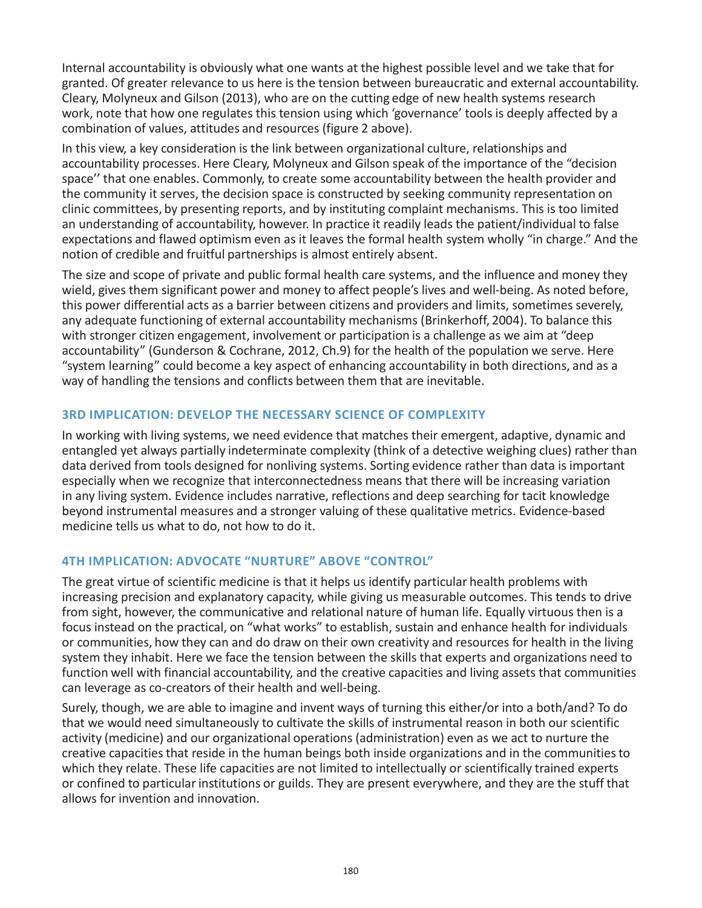Internal accountability is obviously what one wants at the highest possible level and we take that for granted. Of greater relevance to us here is the tension between bureaucratic and external accountability. Cleary, Molyneux and Gilson (2013), who are on the cutting edge of new health systems research work, note that how one regulates this tension using which 'governance' tools is deeply affected by a combination of values, attitudes and resources (figure 2 above).

In this view, a key consideration is the link between organizational culture, relationships and accountability processes. Here Cleary, Molyneux and Gilson speak of the importance of the "decision space'' that one enables. Commonly, to create some accountability between the health provider and the community it serves, the decision space is constructed by seeking community representation on clinic committees, by presenting reports, and by instituting complaint mechanisms. This is too limited an understanding of accountability, however. In practice it readily leads the patient/individual to false expectations and flawed optimism even as it leaves the formal health system wholly "in charge." And the notion of credible and fruitful partnerships is almost entirely absent.

The size and scope of private and public formal health care systems, and the influence and money they wield, gives them significant power and money to affect people's lives and well-being. As noted before, this power differential acts as a barrier between citizens and providers and limits, sometimes severely, any adequate functioning of external accountability mechanisms (Brinkerhoff, 2004). To balance this with stronger citizen engagement, involvement or participation is a challenge as we aim at "deep accountability" (Gunderson & Cochrane, 2012, Ch.9) for the health of the population we serve. Here "system learning" could become a key aspect of enhancing accountability in both directions, and as a way of handling the tensions and conflicts between them that are inevitable.

### 3RD IMPLICATION: DEVELOP THE NECESSARY SCIENCE OF COMPLEXITY

In working with living systems, we need evidence that matches their emergent, adaptive, dynamic and entangled yet always partially indeterminate complexity (think of a detective weighing clues) rather than data derived from tools designed for nonliving systems. Sorting evidence rather than data is important especially when we recognize that interconnectedness means that there will be increasing variation in any living system. Evidence includes narrative, reflections and deep searching for tacit knowledge beyond instrumental measures and a stronger valuing of these qualitative metrics. Evidence-based medicine tells us what to do, not how to do it.

### 4TH IMPLICATION: ADVOCATE "NURTURE" ABOVE "CONTROL"

The great virtue of scientific medicine is that it helps us identify particular health problems with increasing precision and explanatory capacity, while giving us measurable outcomes. This tends to drive from sight, however, the communicative and relational nature of human life. Equally virtuous then is a focus instead on the practical, on "what works" to establish, sustain and enhance health for individuals or communities, how they can and do draw on their own creativity and resources for health in the living system they inhabit. Here we face the tension between the skills that experts and organizations need to function well with financial accountability, and the creative capacities and living assets that communities can leverage as co-creators of their health and well-being.

Surely, though, we are able to imagine and invent ways of turning this either/or into a both/and? To do that we would need simultaneously to cultivate the skills of instrumental reason in both our scientific activity (medicine) and our organizational operations (administration) even as we act to nurture the creative capacities that reside in the human beings both inside organizations and in the communities to which they relate. These life capacities are not limited to intellectually or scientifically trained experts or confined to particular institutions or guilds. They are present everywhere, and they are the stuff that allows for invention and innovation.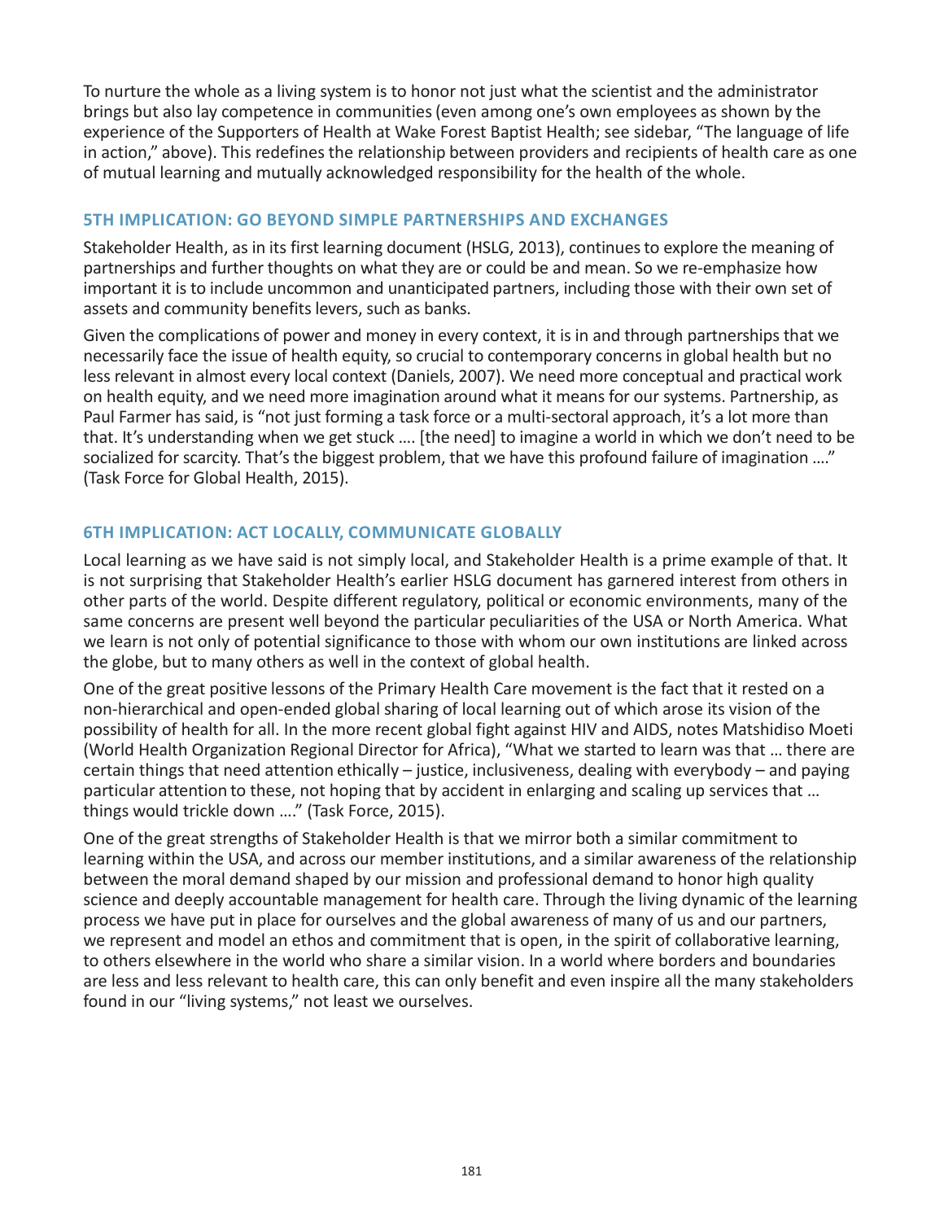To nurture the whole as a living system is to honor not just what the scientist and the administrator brings but also lay competence in communities (even among one's own employees as shown by the experience of the Supporters of Health at Wake Forest Baptist Health; see sidebar, "The language of life in action," above). This redefines the relationship between providers and recipients of health care as one of mutual learning and mutually acknowledged responsibility for the health of the whole.

### 5TH IMPLICATION: GO BEYOND SIMPLE PARTNERSHIPS AND EXCHANGES

Stakeholder Health, as in its first learning document (HSLG, 2013), continues to explore the meaning of partnerships and further thoughts on what they are or could be and mean. So we re-emphasize how important it is to include uncommon and unanticipated partners, including those with their own set of assets and community benefits levers, such as banks.

Given the complications of power and money in every context, it is in and through partnerships that we necessarily face the issue of health equity, so crucial to contemporary concerns in global health but no less relevant in almost every local context (Daniels, 2007). We need more conceptual and practical work on health equity, and we need more imagination around what it means for our systems. Partnership, as Paul Farmer has said, is "not just forming a task force or a multi-sectoral approach, it's a lot more than that. It's understanding when we get stuck …. [the need] to imagine a world in which we don't need to be socialized for scarcity. That's the biggest problem, that we have this profound failure of imagination …." (Task Force for Global Health, 2015).

### 6TH IMPLICATION: ACT LOCALLY, COMMUNICATE GLOBALLY

Local learning as we have said is not simply local, and Stakeholder Health is a prime example of that. It is not surprising that Stakeholder Health's earlier HSLG document has garnered interest from others in other parts of the world. Despite different regulatory, political or economic environments, many of the same concerns are present well beyond the particular peculiarities of the USA or North America. What we learn is not only of potential significance to those with whom our own institutions are linked across the globe, but to many others as well in the context of global health.

One of the great positive lessons of the Primary Health Care movement is the fact that it rested on a non-hierarchical and open-ended global sharing of local learning out of which arose its vision of the possibility of health for all. In the more recent global fight against HIV and AIDS, notes Matshidiso Moeti (World Health Organization Regional Director for Africa), "What we started to learn was that … there are certain things that need attention ethically – justice, inclusiveness, dealing with everybody – and paying particular attention to these, not hoping that by accident in enlarging and scaling up services that … things would trickle down …." (Task Force, 2015).

One of the great strengths of Stakeholder Health is that we mirror both a similar commitment to learning within the USA, and across our member institutions, and a similar awareness of the relationship between the moral demand shaped by our mission and professional demand to honor high quality science and deeply accountable management for health care. Through the living dynamic of the learning process we have put in place for ourselves and the global awareness of many of us and our partners, we represent and model an ethos and commitment that is open, in the spirit of collaborative learning, to others elsewhere in the world who share a similar vision. In a world where borders and boundaries are less and less relevant to health care, this can only benefit and even inspire all the many stakeholders found in our "living systems," not least we ourselves.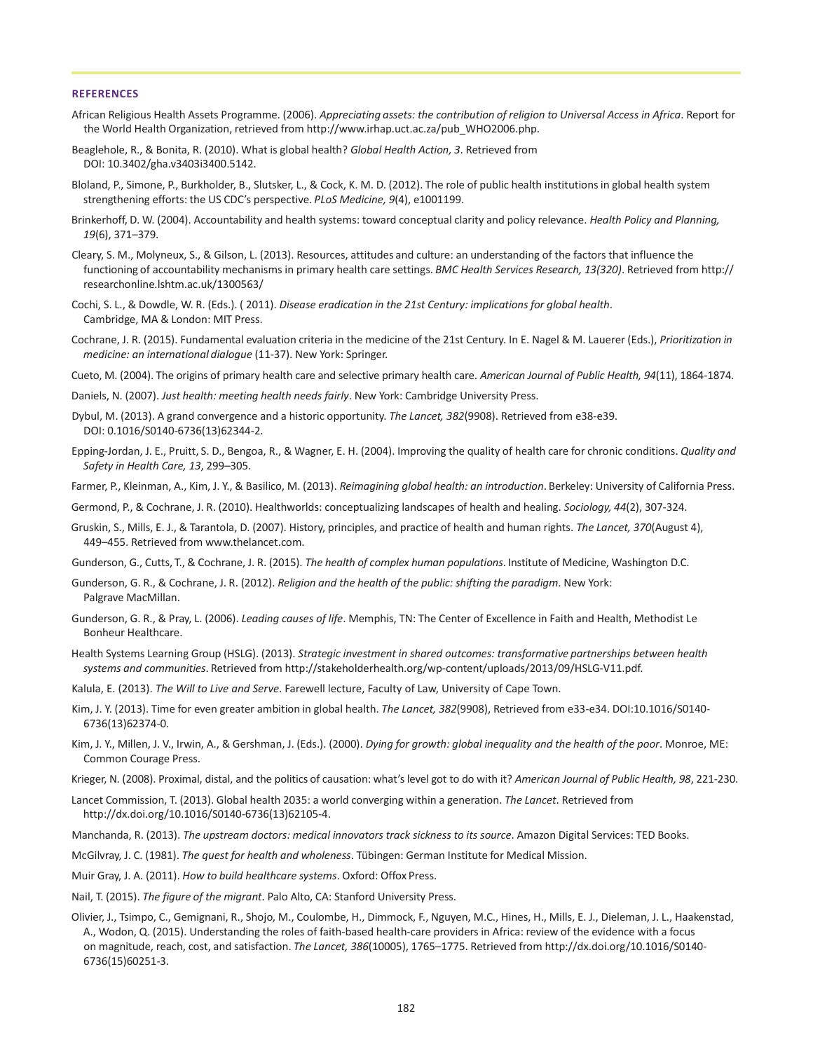## REFERENCES

African Religious Health Assets Programme. (2006). *Appreciating assets: the contribution of religion to Universal Access in Africa*. Report for the World Health Organization, retrieved from http://www.irhap.uct.ac.za/pub_WHO2006.php.

Beaglehole, R., & Bonita, R. (2010). What is global health? *Global Health Action, 3*. Retrieved from DOI: 10.3402/gha.v3403i3400.5142.

Bloland, P., Simone, P., Burkholder, B., Slutsker, L., & Cock, K. M. D. (2012). The role of public health institutions in global health system strengthening efforts: the US CDC's perspective. *PLoS Medicine, 9*(4), e1001199.

Brinkerhoff, D. W. (2004). Accountability and health systems: toward conceptual clarity and policy relevance. *Health Policy and Planning, 19*(6), 371–379.

Cleary, S. M., Molyneux, S., & Gilson, L. (2013). Resources, attitudes and culture: an understanding of the factors that influence the functioning of accountability mechanisms in primary health care settings. *BMC Health Services Research, 13(320)*. Retrieved from http://researchonline.lshtm.ac.uk/1300563/

Cochi, S. L., & Dowdle, W. R. (Eds.). ( 2011). *Disease eradication in the 21st Century: implications for global health*. Cambridge, MA & London: MIT Press.

Cochrane, J. R. (2015). Fundamental evaluation criteria in the medicine of the 21st Century. In E. Nagel & M. Lauerer (Eds.), *Prioritization in medicine: an international dialogue* (11-37). New York: Springer.

Cueto, M. (2004). The origins of primary health care and selective primary health care. *American Journal of Public Health, 94*(11), 1864-1874.

Daniels, N. (2007). *Just health: meeting health needs fairly*. New York: Cambridge University Press.

Dybul, M. (2013). A grand convergence and a historic opportunity. *The Lancet, 382*(9908). Retrieved from e38-e39. DOI: 0.1016/S0140-6736(13)62344-2.

Epping-Jordan, J. E., Pruitt, S. D., Bengoa, R., & Wagner, E. H. (2004). Improving the quality of health care for chronic conditions. *Quality and Safety in Health Care, 13*, 299–305.

Farmer, P., Kleinman, A., Kim, J. Y., & Basilico, M. (2013). *Reimagining global health: an introduction*. Berkeley: University of California Press.

Germond, P., & Cochrane, J. R. (2010). Healthworlds: conceptualizing landscapes of health and healing. *Sociology, 44*(2), 307-324.

Gruskin, S., Mills, E. J., & Tarantola, D. (2007). History, principles, and practice of health and human rights. *The Lancet, 370*(August 4), 449–455. Retrieved from www.thelancet.com.

Gunderson, G., Cutts, T., & Cochrane, J. R. (2015). *The health of complex human populations*. Institute of Medicine, Washington D.C.

Gunderson, G. R., & Cochrane, J. R. (2012). *Religion and the health of the public: shifting the paradigm*. New York: Palgrave MacMillan.

Gunderson, G. R., & Pray, L. (2006). *Leading causes of life*. Memphis, TN: The Center of Excellence in Faith and Health, Methodist Le Bonheur Healthcare.

Health Systems Learning Group (HSLG). (2013). *Strategic investment in shared outcomes: transformative partnerships between health systems and communities*. Retrieved from http://stakeholderhealth.org/wp-content/uploads/2013/09/HSLG-V11.pdf.

Kalula, E. (2013). *The Will to Live and Serve*. Farewell lecture, Faculty of Law, University of Cape Town.

Kim, J. Y. (2013). Time for even greater ambition in global health. *The Lancet, 382*(9908), Retrieved from e33-e34. DOI:10.1016/S0140-6736(13)62374-0.

Kim, J. Y., Millen, J. V., Irwin, A., & Gershman, J. (Eds.). (2000). *Dying for growth: global inequality and the health of the poor*. Monroe, ME: Common Courage Press.

Krieger, N. (2008). Proximal, distal, and the politics of causation: what's level got to do with it? *American Journal of Public Health, 98*, 221-230.

Lancet Commission, T. (2013). Global health 2035: a world converging within a generation. *The Lancet*. Retrieved from http://dx.doi.org/10.1016/S0140-6736(13)62105-4.

Manchanda, R. (2013). *The upstream doctors: medical innovators track sickness to its source*. Amazon Digital Services: TED Books.

McGilvray, J. C. (1981). *The quest for health and wholeness*. Tübingen: German Institute for Medical Mission.

Muir Gray, J. A. (2011). *How to build healthcare systems*. Oxford: Offox Press.

Nail, T. (2015). *The figure of the migrant*. Palo Alto, CA: Stanford University Press.

Olivier, J., Tsimpo, C., Gemignani, R., Shojo, M., Coulombe, H., Dimmock, F., Nguyen, M.C., Hines, H., Mills, E. J., Dieleman, J. L., Haakenstad, A., Wodon, Q. (2015). Understanding the roles of faith-based health-care providers in Africa: review of the evidence with a focus on magnitude, reach, cost, and satisfaction. *The Lancet, 386*(10005), 1765–1775. Retrieved from http://dx.doi.org/10.1016/S0140-6736(15)60251-3.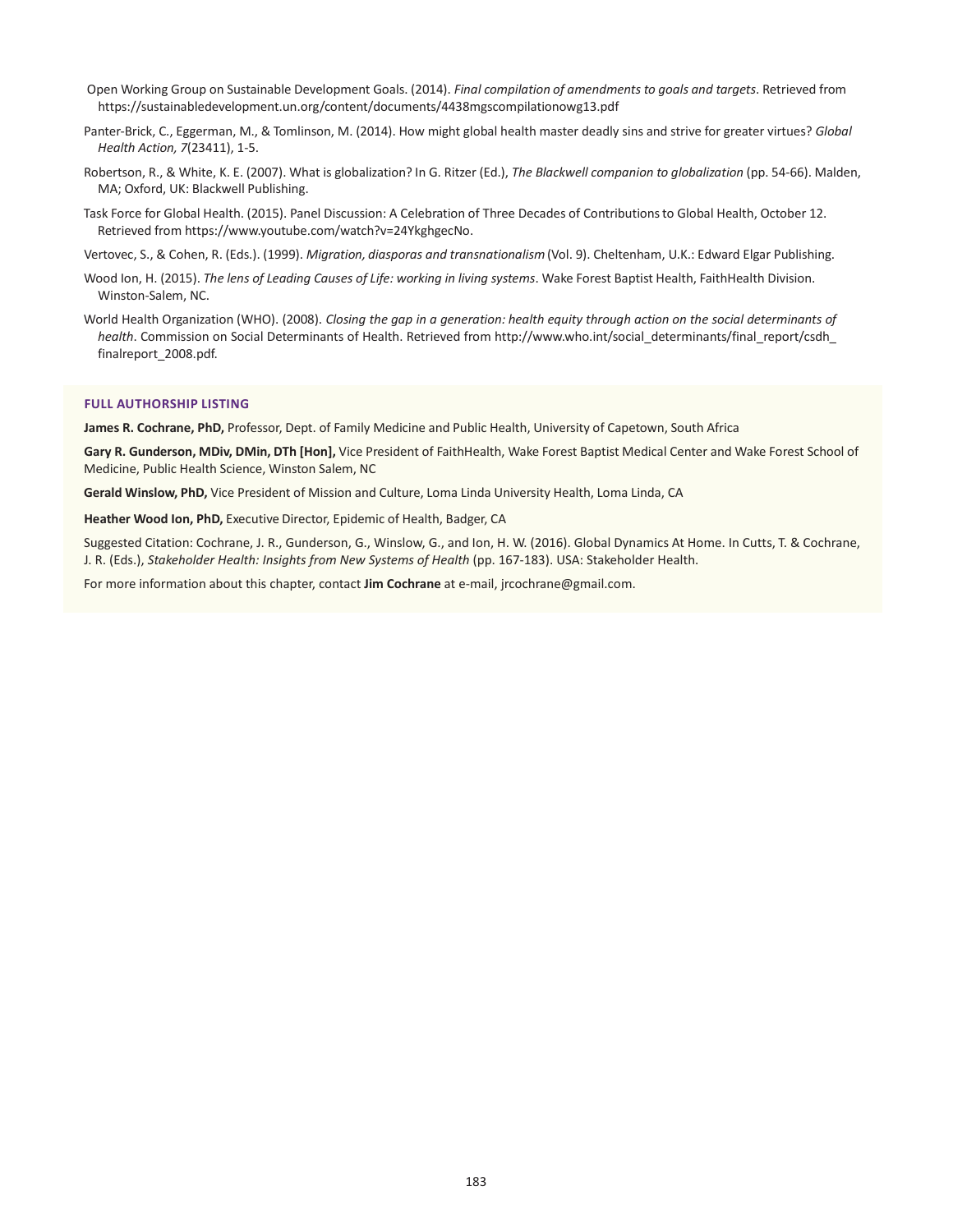Open Working Group on Sustainable Development Goals. (2014). *Final compilation of amendments to goals and targets*. Retrieved from https://sustainabledevelopment.un.org/content/documents/4438mgscompilationowg13.pdf

Panter-Brick, C., Eggerman, M., & Tomlinson, M. (2014). How might global health master deadly sins and strive for greater virtues? *Global Health Action, 7*(23411), 1-5.

Robertson, R., & White, K. E. (2007). What is globalization? In G. Ritzer (Ed.), *The Blackwell companion to globalization* (pp. 54-66). Malden, MA; Oxford, UK: Blackwell Publishing.

Task Force for Global Health. (2015). Panel Discussion: A Celebration of Three Decades of Contributions to Global Health, October 12. Retrieved from https://www.youtube.com/watch?v=24YkghgecNo.

Vertovec, S., & Cohen, R. (Eds.). (1999). *Migration, diasporas and transnationalism* (Vol. 9). Cheltenham, U.K.: Edward Elgar Publishing.

Wood Ion, H. (2015). *The lens of Leading Causes of Life: working in living systems*. Wake Forest Baptist Health, FaithHealth Division. Winston-Salem, NC.

World Health Organization (WHO). (2008). *Closing the gap in a generation: health equity through action on the social determinants of health*. Commission on Social Determinants of Health. Retrieved from http://www.who.int/social_determinants/final_report/csdh_finalreport_2008.pdf.

### FULL AUTHORSHIP LISTING

**James R. Cochrane, PhD,** Professor, Dept. of Family Medicine and Public Health, University of Capetown, South Africa

**Gary R. Gunderson, MDiv, DMin, DTh [Hon],** Vice President of FaithHealth, Wake Forest Baptist Medical Center and Wake Forest School of Medicine, Public Health Science, Winston Salem, NC

**Gerald Winslow, PhD,** Vice President of Mission and Culture, Loma Linda University Health, Loma Linda, CA

**Heather Wood Ion, PhD,** Executive Director, Epidemic of Health, Badger, CA

Suggested Citation: Cochrane, J. R., Gunderson, G., Winslow, G., and Ion, H. W. (2016). Global Dynamics At Home. In Cutts, T. & Cochrane, J. R. (Eds.), *Stakeholder Health: Insights from New Systems of Health* (pp. 167-183). USA: Stakeholder Health.

For more information about this chapter, contact **Jim Cochrane** at e-mail, jrcochrane@gmail.com.